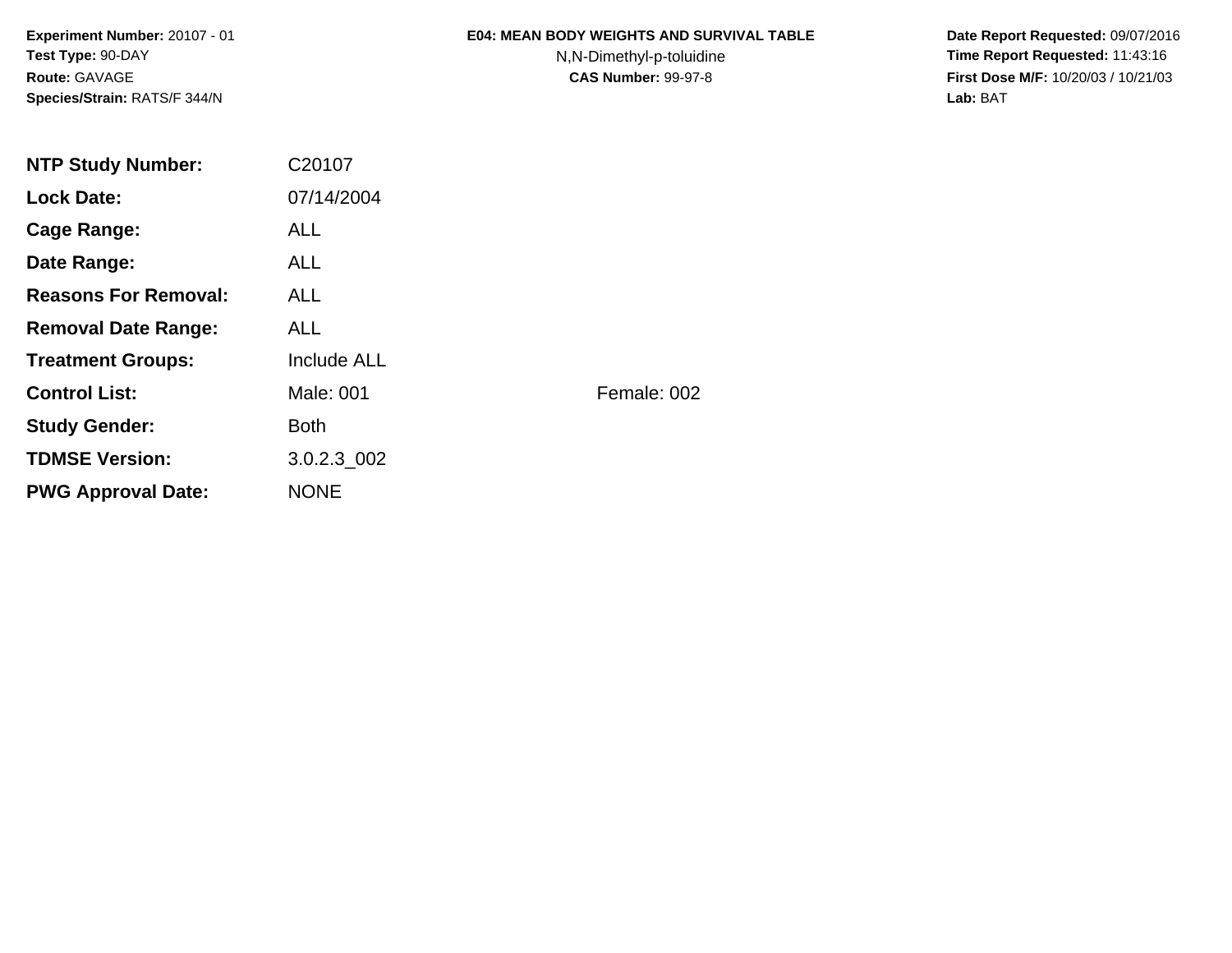**Experiment Number:** 20107 - 01
**Test Type:** 90-DAY
**Route:** GAVAGE
**Species/Strain:** RATS/F 344/N

# E04: MEAN BODY WEIGHTS AND SURVIVAL TABLE

N,N-Dimethyl-p-toluidine
**CAS Number:** 99-97-8

**Date Report Requested:** 09/07/2016
**Time Report Requested:** 11:43:16
**First Dose M/F:** 10/20/03 / 10/21/03
**Lab:** BAT

| | | |
|---|---|---|
| **NTP Study Number:** | C20107 | |
| **Lock Date:** | 07/14/2004 | |
| **Cage Range:** | ALL | |
| **Date Range:** | ALL | |
| **Reasons For Removal:** | ALL | |
| **Removal Date Range:** | ALL | |
| **Treatment Groups:** | Include ALL | |
| **Control List:** | Male: 001 | Female: 002 |
| **Study Gender:** | Both | |
| **TDMSE Version:** | 3.0.2.3_002 | |
| **PWG Approval Date:** | NONE | |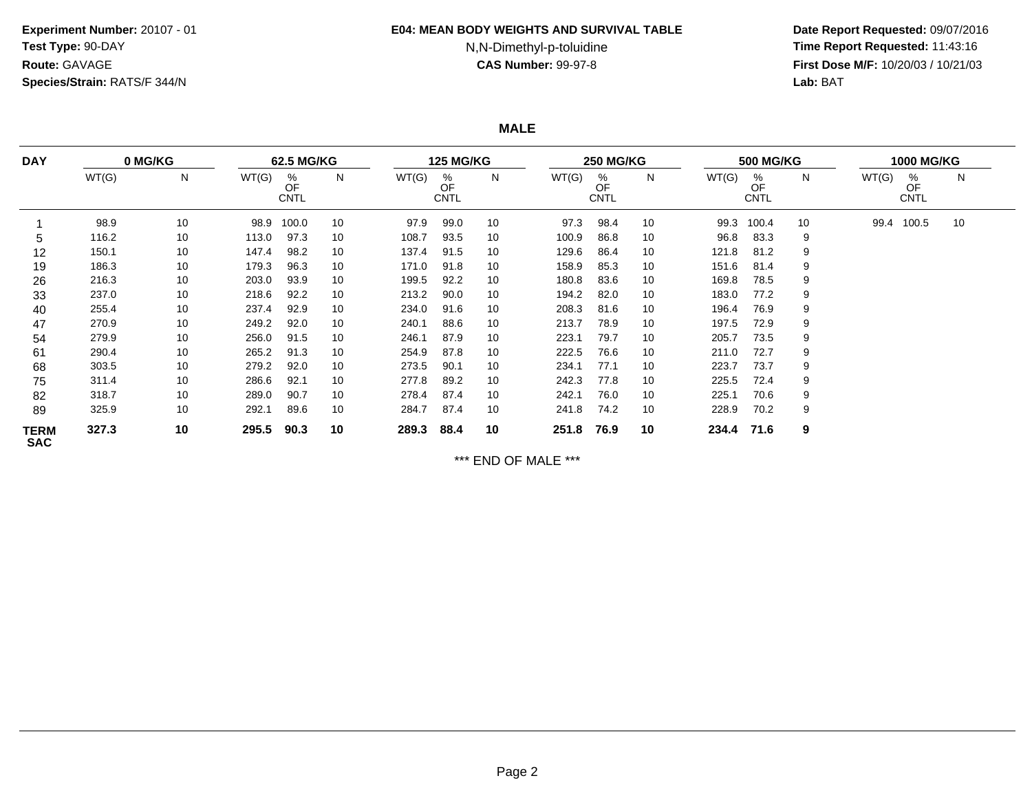**Experiment Number:** 20107 - 01
**Test Type:** 90-DAY
**Route:** GAVAGE
**Species/Strain:** RATS/F 344/N

**E04: MEAN BODY WEIGHTS AND SURVIVAL TABLE**
N,N-Dimethyl-p-toluidine
**CAS Number:** 99-97-8

**Date Report Requested:** 09/07/2016
**Time Report Requested:** 11:43:16
**First Dose M/F:** 10/20/03 / 10/21/03
**Lab:** BAT

## MALE

| DAY | 0 MG/KG | | 62.5 MG/KG | | | 125 MG/KG | | | 250 MG/KG | | | 500 MG/KG | | | 1000 MG/KG | | |
|---|---|---|---|---|---|---|---|---|---|---|---|---|---|---|---|---|---|
| | WT(G) | N | WT(G) | % OF CNTL | N | WT(G) | % OF CNTL | N | WT(G) | % OF CNTL | N | WT(G) | % OF CNTL | N | WT(G) | % OF CNTL | N |
| 1 | 98.9 | 10 | 98.9 | 100.0 | 10 | 97.9 | 99.0 | 10 | 97.3 | 98.4 | 10 | 99.3 | 100.4 | 10 | 99.4 | 100.5 | 10 |
| 5 | 116.2 | 10 | 113.0 | 97.3 | 10 | 108.7 | 93.5 | 10 | 100.9 | 86.8 | 10 | 96.8 | 83.3 | 9 | | | |
| 12 | 150.1 | 10 | 147.4 | 98.2 | 10 | 137.4 | 91.5 | 10 | 129.6 | 86.4 | 10 | 121.8 | 81.2 | 9 | | | |
| 19 | 186.3 | 10 | 179.3 | 96.3 | 10 | 171.0 | 91.8 | 10 | 158.9 | 85.3 | 10 | 151.6 | 81.4 | 9 | | | |
| 26 | 216.3 | 10 | 203.0 | 93.9 | 10 | 199.5 | 92.2 | 10 | 180.8 | 83.6 | 10 | 169.8 | 78.5 | 9 | | | |
| 33 | 237.0 | 10 | 218.6 | 92.2 | 10 | 213.2 | 90.0 | 10 | 194.2 | 82.0 | 10 | 183.0 | 77.2 | 9 | | | |
| 40 | 255.4 | 10 | 237.4 | 92.9 | 10 | 234.0 | 91.6 | 10 | 208.3 | 81.6 | 10 | 196.4 | 76.9 | 9 | | | |
| 47 | 270.9 | 10 | 249.2 | 92.0 | 10 | 240.1 | 88.6 | 10 | 213.7 | 78.9 | 10 | 197.5 | 72.9 | 9 | | | |
| 54 | 279.9 | 10 | 256.0 | 91.5 | 10 | 246.1 | 87.9 | 10 | 223.1 | 79.7 | 10 | 205.7 | 73.5 | 9 | | | |
| 61 | 290.4 | 10 | 265.2 | 91.3 | 10 | 254.9 | 87.8 | 10 | 222.5 | 76.6 | 10 | 211.0 | 72.7 | 9 | | | |
| 68 | 303.5 | 10 | 279.2 | 92.0 | 10 | 273.5 | 90.1 | 10 | 234.1 | 77.1 | 10 | 223.7 | 73.7 | 9 | | | |
| 75 | 311.4 | 10 | 286.6 | 92.1 | 10 | 277.8 | 89.2 | 10 | 242.3 | 77.8 | 10 | 225.5 | 72.4 | 9 | | | |
| 82 | 318.7 | 10 | 289.0 | 90.7 | 10 | 278.4 | 87.4 | 10 | 242.1 | 76.0 | 10 | 225.1 | 70.6 | 9 | | | |
| 89 | 325.9 | 10 | 292.1 | 89.6 | 10 | 284.7 | 87.4 | 10 | 241.8 | 74.2 | 10 | 228.9 | 70.2 | 9 | | | |
| **TERM SAC** | **327.3** | **10** | **295.5** | **90.3** | **10** | **289.3** | **88.4** | **10** | **251.8** | **76.9** | **10** | **234.4** | **71.6** | **9** | | | |

\*\*\* END OF MALE \*\*\*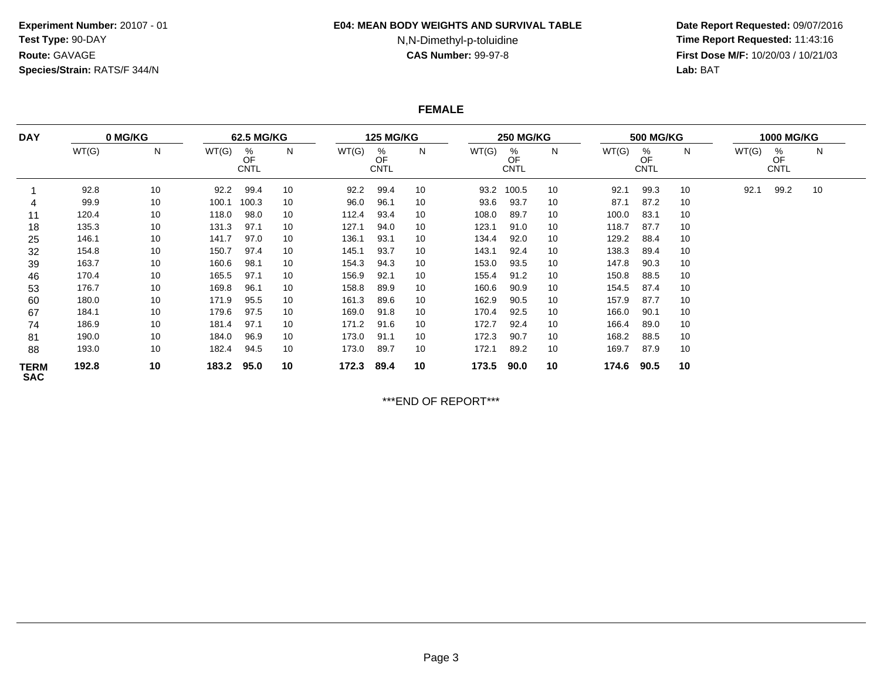**Experiment Number:** 20107 - 01
**Test Type:** 90-DAY
**Route:** GAVAGE
**Species/Strain:** RATS/F 344/N

**E04: MEAN BODY WEIGHTS AND SURVIVAL TABLE**
N,N-Dimethyl-p-toluidine
**CAS Number:** 99-97-8

**Date Report Requested:** 09/07/2016
**Time Report Requested:** 11:43:16
**First Dose M/F:** 10/20/03 / 10/21/03
**Lab:** BAT

**FEMALE**

| DAY | 0 MG/KG | | 62.5 MG/KG | | | 125 MG/KG | | | 250 MG/KG | | | 500 MG/KG | | | 1000 MG/KG | | |
|---|---|---|---|---|---|---|---|---|---|---|---|---|---|---|---|---|---|
| | WT(G) | N | WT(G) | % OF CNTL | N | WT(G) | % OF CNTL | N | WT(G) | % OF CNTL | N | WT(G) | % OF CNTL | N | WT(G) | % OF CNTL | N |
| 1 | 92.8 | 10 | 92.2 | 99.4 | 10 | 92.2 | 99.4 | 10 | 93.2 | 100.5 | 10 | 92.1 | 99.3 | 10 | 92.1 | 99.2 | 10 |
| 4 | 99.9 | 10 | 100.1 | 100.3 | 10 | 96.0 | 96.1 | 10 | 93.6 | 93.7 | 10 | 87.1 | 87.2 | 10 | | | |
| 11 | 120.4 | 10 | 118.0 | 98.0 | 10 | 112.4 | 93.4 | 10 | 108.0 | 89.7 | 10 | 100.0 | 83.1 | 10 | | | |
| 18 | 135.3 | 10 | 131.3 | 97.1 | 10 | 127.1 | 94.0 | 10 | 123.1 | 91.0 | 10 | 118.7 | 87.7 | 10 | | | |
| 25 | 146.1 | 10 | 141.7 | 97.0 | 10 | 136.1 | 93.1 | 10 | 134.4 | 92.0 | 10 | 129.2 | 88.4 | 10 | | | |
| 32 | 154.8 | 10 | 150.7 | 97.4 | 10 | 145.1 | 93.7 | 10 | 143.1 | 92.4 | 10 | 138.3 | 89.4 | 10 | | | |
| 39 | 163.7 | 10 | 160.6 | 98.1 | 10 | 154.3 | 94.3 | 10 | 153.0 | 93.5 | 10 | 147.8 | 90.3 | 10 | | | |
| 46 | 170.4 | 10 | 165.5 | 97.1 | 10 | 156.9 | 92.1 | 10 | 155.4 | 91.2 | 10 | 150.8 | 88.5 | 10 | | | |
| 53 | 176.7 | 10 | 169.8 | 96.1 | 10 | 158.8 | 89.9 | 10 | 160.6 | 90.9 | 10 | 154.5 | 87.4 | 10 | | | |
| 60 | 180.0 | 10 | 171.9 | 95.5 | 10 | 161.3 | 89.6 | 10 | 162.9 | 90.5 | 10 | 157.9 | 87.7 | 10 | | | |
| 67 | 184.1 | 10 | 179.6 | 97.5 | 10 | 169.0 | 91.8 | 10 | 170.4 | 92.5 | 10 | 166.0 | 90.1 | 10 | | | |
| 74 | 186.9 | 10 | 181.4 | 97.1 | 10 | 171.2 | 91.6 | 10 | 172.7 | 92.4 | 10 | 166.4 | 89.0 | 10 | | | |
| 81 | 190.0 | 10 | 184.0 | 96.9 | 10 | 173.0 | 91.1 | 10 | 172.3 | 90.7 | 10 | 168.2 | 88.5 | 10 | | | |
| 88 | 193.0 | 10 | 182.4 | 94.5 | 10 | 173.0 | 89.7 | 10 | 172.1 | 89.2 | 10 | 169.7 | 87.9 | 10 | | | |
| **TERM SAC** | **192.8** | **10** | **183.2** | **95.0** | **10** | **172.3** | **89.4** | **10** | **173.5** | **90.0** | **10** | **174.6** | **90.5** | **10** | | | |

***END OF REPORT***